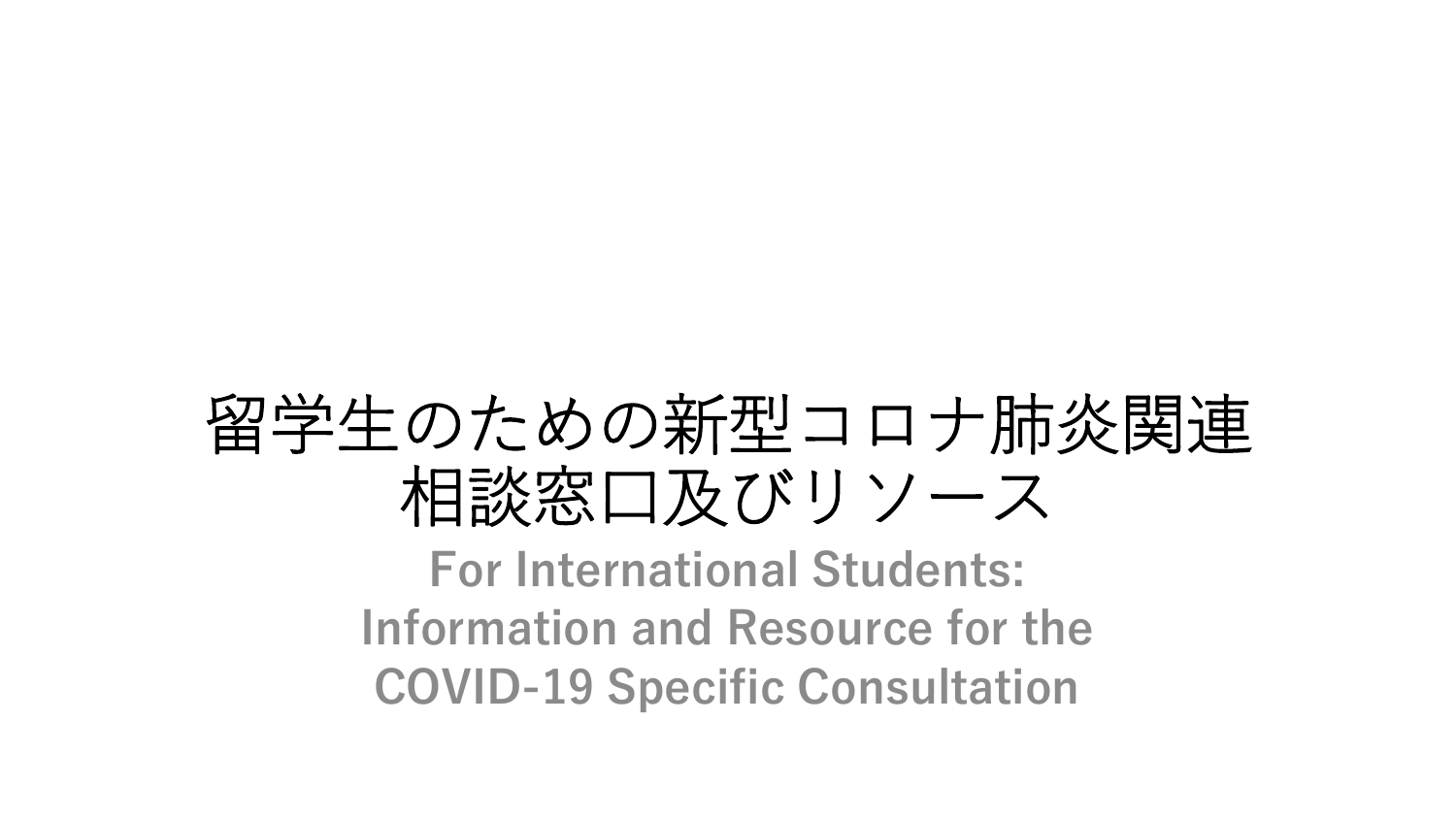# 留学生のための新型コロナ肺炎関連
# 相談窓口及びリソース

**For International Students:**
**Information and Resource for the**
**COVID-19 Specific Consultation**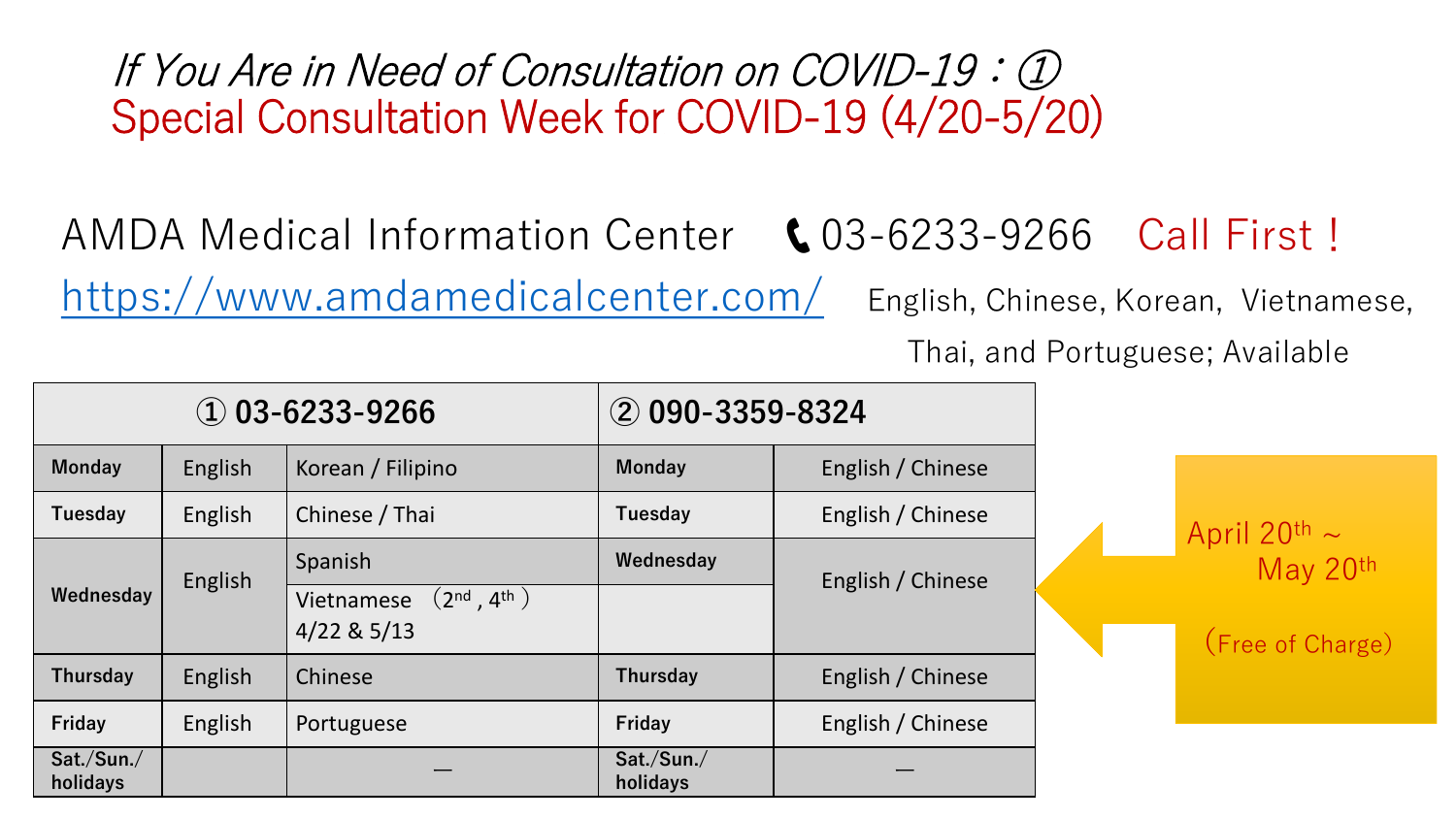# *If You Are in Need of Consultation on COVID-19：①*

## Special Consultation Week for COVID-19 (4/20-5/20)

AMDA Medical Information Center　📞03-6233-9266　**Call First！**

https://www.amdamedicalcenter.com/　English, Chinese, Korean, Vietnamese, Thai, and Portuguese; Available

| ① 03-6233-9266 | | | ② 090-3359-8324 | |
|---|---|---|---|---|
| **Monday** | English | Korean / Filipino | **Monday** | English / Chinese |
| **Tuesday** | English | Chinese / Thai | **Tuesday** | English / Chinese |
| **Wednesday** | English | Spanish | **Wednesday** | English / Chinese |
| | | Vietnamese （$2^{nd}$, $4^{th}$） 4/22 & 5/13 | | |
| **Thursday** | English | Chinese | **Thursday** | English / Chinese |
| **Friday** | English | Portuguese | **Friday** | English / Chinese |
| **Sat./Sun./ holidays** | | ― | **Sat./Sun./ holidays** | ― |

April $20^{th}$ ~ May $20^{th}$

（Free of Charge）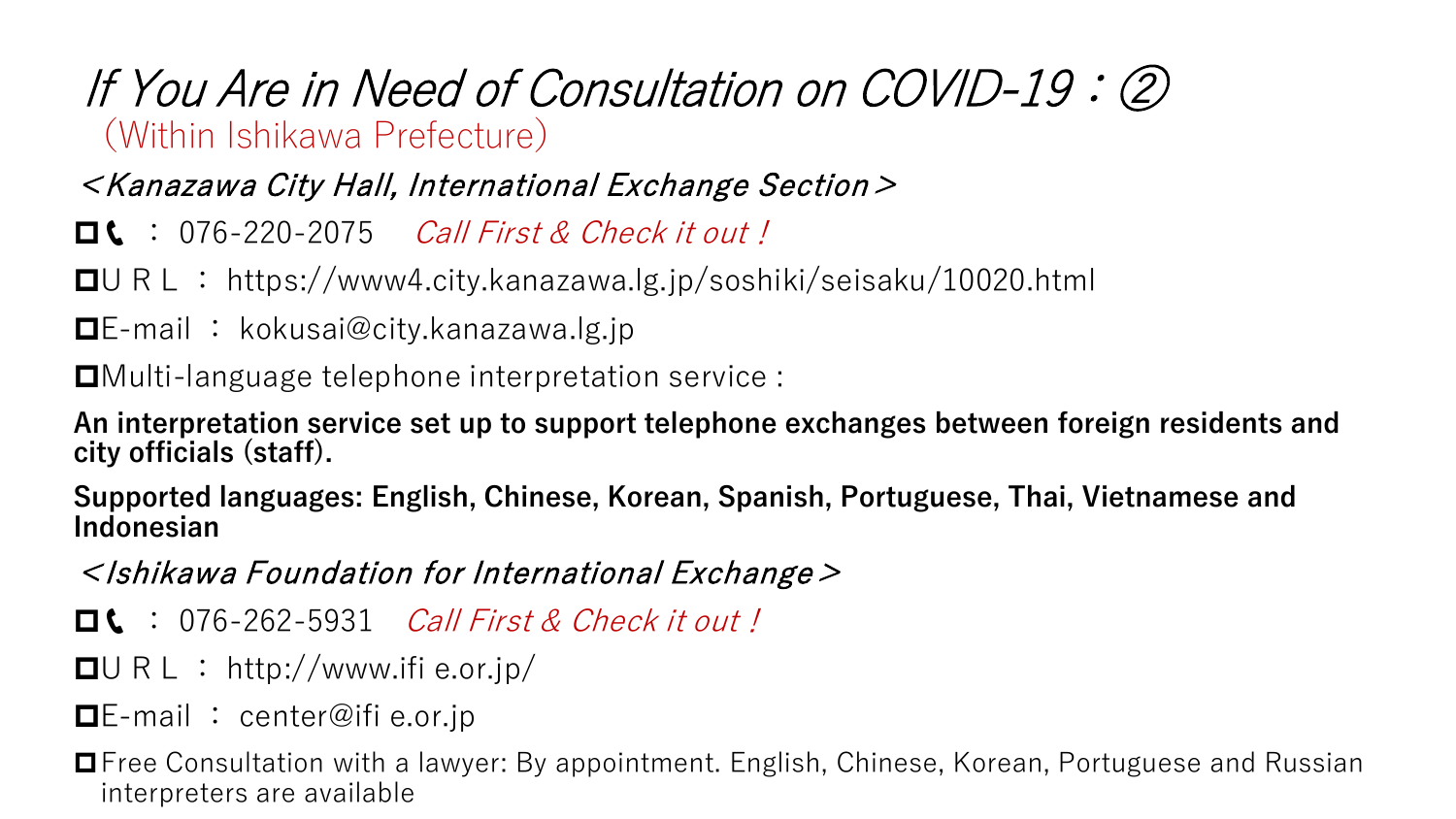# *If You Are in Need of Consultation on COVID-19：②*

(Within Ishikawa Prefecture)

## *＜Kanazawa City Hall, International Exchange Section＞*

- 📞 ： 076-220-2075　*Call First & Check it out !*
- ＵＲＬ ： https://www4.city.kanazawa.lg.jp/soshiki/seisaku/10020.html
- E-mail ： kokusai@city.kanazawa.lg.jp
- Multi-language telephone interpretation service :

**An interpretation service set up to support telephone exchanges between foreign residents and city officials (staff).**

**Supported languages: English, Chinese, Korean, Spanish, Portuguese, Thai, Vietnamese and Indonesian**

## *＜Ishikawa Foundation for International Exchange＞*

- 📞 ： 076-262-5931　*Call First & Check it out !*
- ＵＲＬ ： http://www.ifi e.or.jp/
- E-mail ： center@ifi e.or.jp
- Free Consultation with a lawyer: By appointment. English, Chinese, Korean, Portuguese and Russian interpreters are available